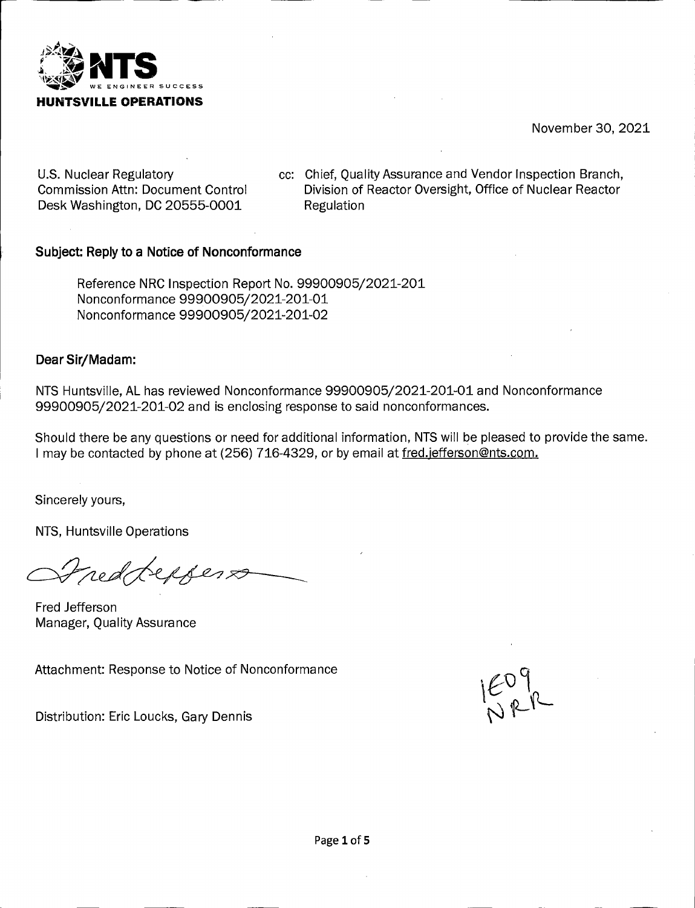**NTS**
WE ENGINEER SUCCESS
**HUNTSVILLE OPERATIONS**

November 30, 2021

U.S. Nuclear Regulatory Commission Attn: Document Control Desk Washington, DC 20555-0001

cc: Chief, Quality Assurance and Vendor Inspection Branch, Division of Reactor Oversight, Office of Nuclear Reactor Regulation

**Subject: Reply to a Notice of Nonconformance**

Reference NRC Inspection Report No. 99900905/2021-201
Nonconformance 99900905/2021-201-01
Nonconformance 99900905/2021-201-02

**Dear Sir/Madam:**

NTS Huntsville, AL has reviewed Nonconformance 99900905/2021-201-01 and Nonconformance 99900905/2021-201-02 and is enclosing response to said nonconformances.

Should there be any questions or need for additional information, NTS will be pleased to provide the same. I may be contacted by phone at (256) 716-4329, or by email at fred.jefferson@nts.com.

Sincerely yours,

NTS, Huntsville Operations

Fred Jefferson
Manager, Quality Assurance

Attachment: Response to Notice of Nonconformance

Distribution: Eric Loucks, Gary Dennis

IE09
NRR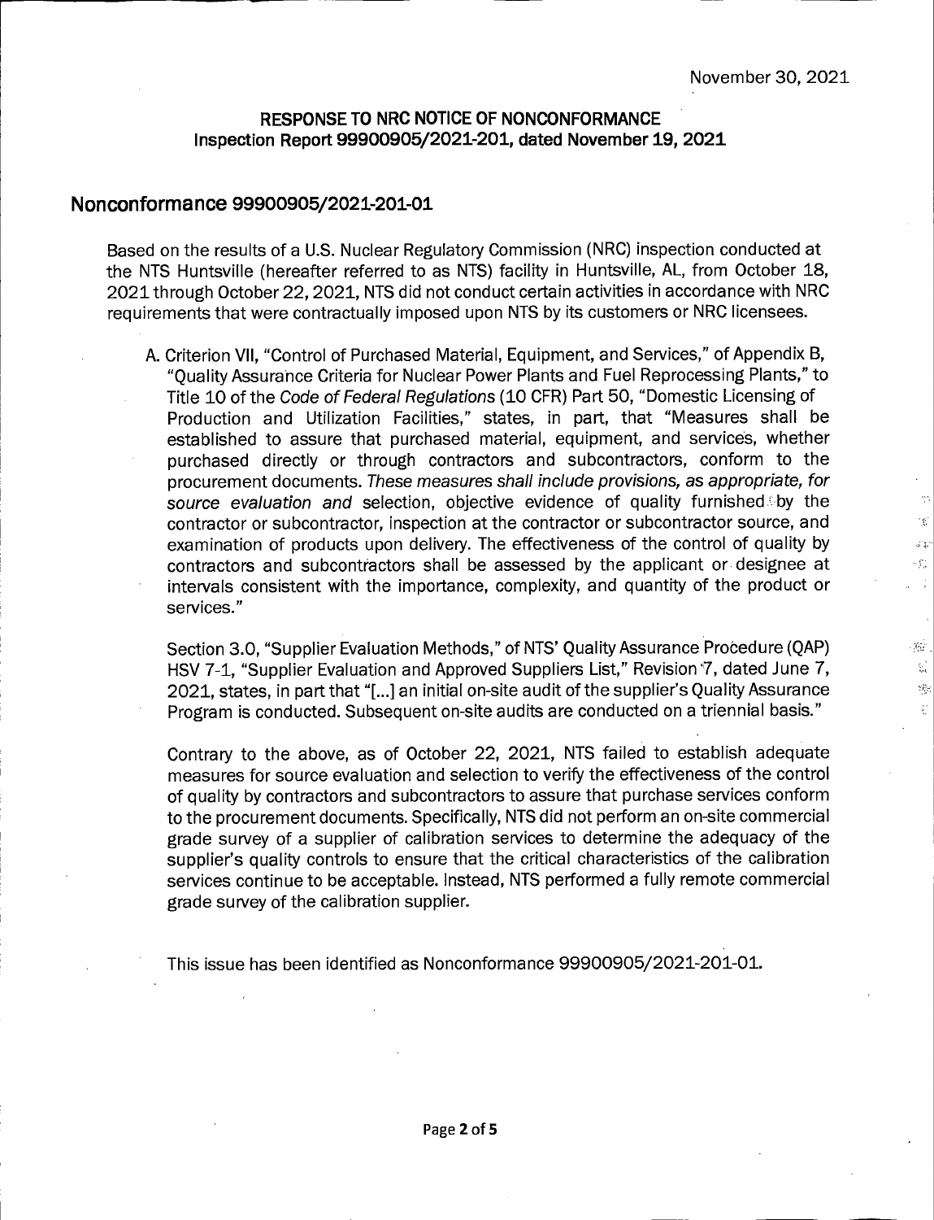November 30, 2021

**RESPONSE TO NRC NOTICE OF NONCONFORMANCE**
**Inspection Report 99900905/2021-201, dated November 19, 2021**

## Nonconformance 99900905/2021-201-01

Based on the results of a U.S. Nuclear Regulatory Commission (NRC) inspection conducted at the NTS Huntsville (hereafter referred to as NTS) facility in Huntsville, AL, from October 18, 2021 through October 22, 2021, NTS did not conduct certain activities in accordance with NRC requirements that were contractually imposed upon NTS by its customers or NRC licensees.

A. Criterion VII, "Control of Purchased Material, Equipment, and Services," of Appendix B, "Quality Assurance Criteria for Nuclear Power Plants and Fuel Reprocessing Plants," to Title 10 of the *Code of Federal Regulations* (10 CFR) Part 50, "Domestic Licensing of Production and Utilization Facilities," states, in part, that "Measures shall be established to assure that purchased material, equipment, and services, whether purchased directly or through contractors and subcontractors, conform to the procurement documents. *These measures shall include provisions, as appropriate, for source evaluation and* selection, objective evidence of quality furnished by the contractor or subcontractor, inspection at the contractor or subcontractor source, and examination of products upon delivery. The effectiveness of the control of quality by contractors and subcontractors shall be assessed by the applicant or designee at intervals consistent with the importance, complexity, and quantity of the product or services."

Section 3.0, "Supplier Evaluation Methods," of NTS' Quality Assurance Procedure (QAP) HSV 7-1, "Supplier Evaluation and Approved Suppliers List," Revision 7, dated June 7, 2021, states, in part that "[...] an initial on-site audit of the supplier's Quality Assurance Program is conducted. Subsequent on-site audits are conducted on a triennial basis."

Contrary to the above, as of October 22, 2021, NTS failed to establish adequate measures for source evaluation and selection to verify the effectiveness of the control of quality by contractors and subcontractors to assure that purchase services conform to the procurement documents. Specifically, NTS did not perform an on-site commercial grade survey of a supplier of calibration services to determine the adequacy of the supplier's quality controls to ensure that the critical characteristics of the calibration services continue to be acceptable. Instead, NTS performed a fully remote commercial grade survey of the calibration supplier.

This issue has been identified as Nonconformance 99900905/2021-201-01.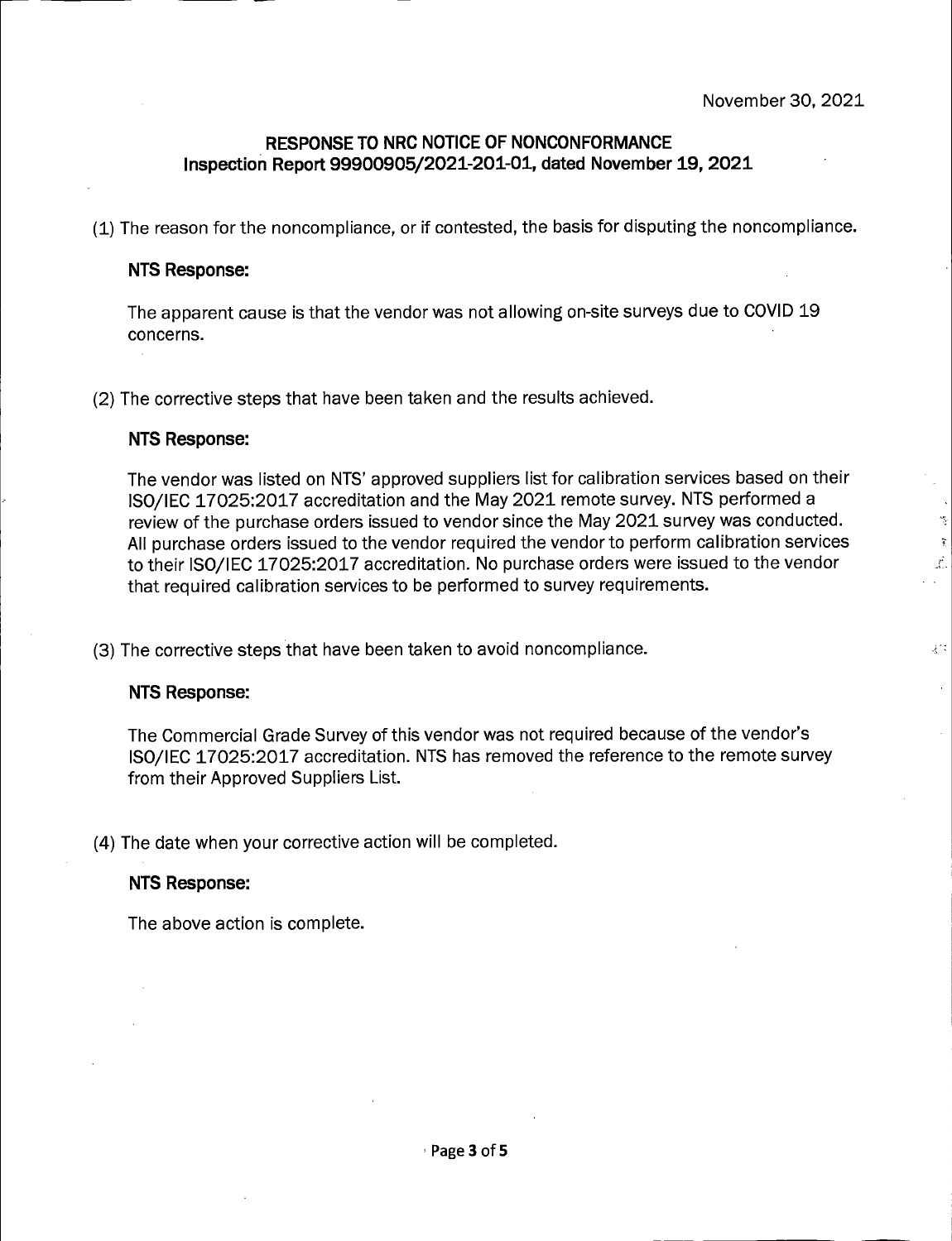November 30, 2021

**RESPONSE TO NRC NOTICE OF NONCONFORMANCE**
**Inspection Report 99900905/2021-201-01, dated November 19, 2021**

(1) The reason for the noncompliance, or if contested, the basis for disputing the noncompliance.

**NTS Response:**

The apparent cause is that the vendor was not allowing on-site surveys due to COVID 19 concerns.

(2) The corrective steps that have been taken and the results achieved.

**NTS Response:**

The vendor was listed on NTS' approved suppliers list for calibration services based on their ISO/IEC 17025:2017 accreditation and the May 2021 remote survey. NTS performed a review of the purchase orders issued to vendor since the May 2021 survey was conducted. All purchase orders issued to the vendor required the vendor to perform calibration services to their ISO/IEC 17025:2017 accreditation. No purchase orders were issued to the vendor that required calibration services to be performed to survey requirements.

(3) The corrective steps that have been taken to avoid noncompliance.

**NTS Response:**

The Commercial Grade Survey of this vendor was not required because of the vendor's ISO/IEC 17025:2017 accreditation. NTS has removed the reference to the remote survey from their Approved Suppliers List.

(4) The date when your corrective action will be completed.

**NTS Response:**

The above action is complete.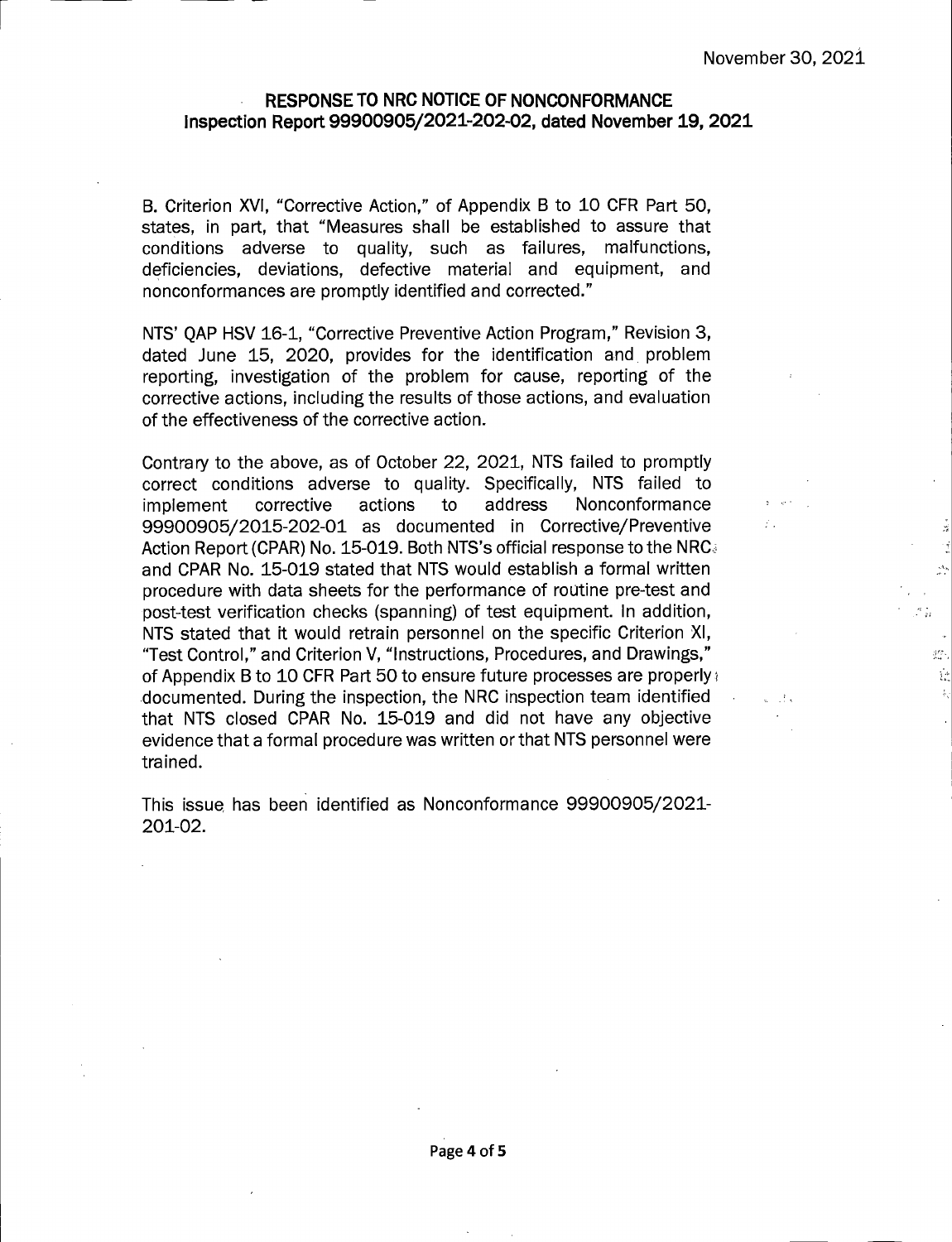November 30, 2021

**RESPONSE TO NRC NOTICE OF NONCONFORMANCE**
**Inspection Report 99900905/2021-202-02, dated November 19, 2021**

B. Criterion XVI, "Corrective Action," of Appendix B to 10 CFR Part 50, states, in part, that "Measures shall be established to assure that conditions adverse to quality, such as failures, malfunctions, deficiencies, deviations, defective material and equipment, and nonconformances are promptly identified and corrected."

NTS' QAP HSV 16-1, "Corrective Preventive Action Program," Revision 3, dated June 15, 2020, provides for the identification and problem reporting, investigation of the problem for cause, reporting of the corrective actions, including the results of those actions, and evaluation of the effectiveness of the corrective action.

Contrary to the above, as of October 22, 2021, NTS failed to promptly correct conditions adverse to quality. Specifically, NTS failed to implement corrective actions to address Nonconformance 99900905/2015-202-01 as documented in Corrective/Preventive Action Report (CPAR) No. 15-019. Both NTS's official response to the NRC and CPAR No. 15-019 stated that NTS would establish a formal written procedure with data sheets for the performance of routine pre-test and post-test verification checks (spanning) of test equipment. In addition, NTS stated that it would retrain personnel on the specific Criterion XI, "Test Control," and Criterion V, "Instructions, Procedures, and Drawings," of Appendix B to 10 CFR Part 50 to ensure future processes are properly documented. During the inspection, the NRC inspection team identified that NTS closed CPAR No. 15-019 and did not have any objective evidence that a formal procedure was written or that NTS personnel were trained.

This issue has been identified as Nonconformance 99900905/2021-201-02.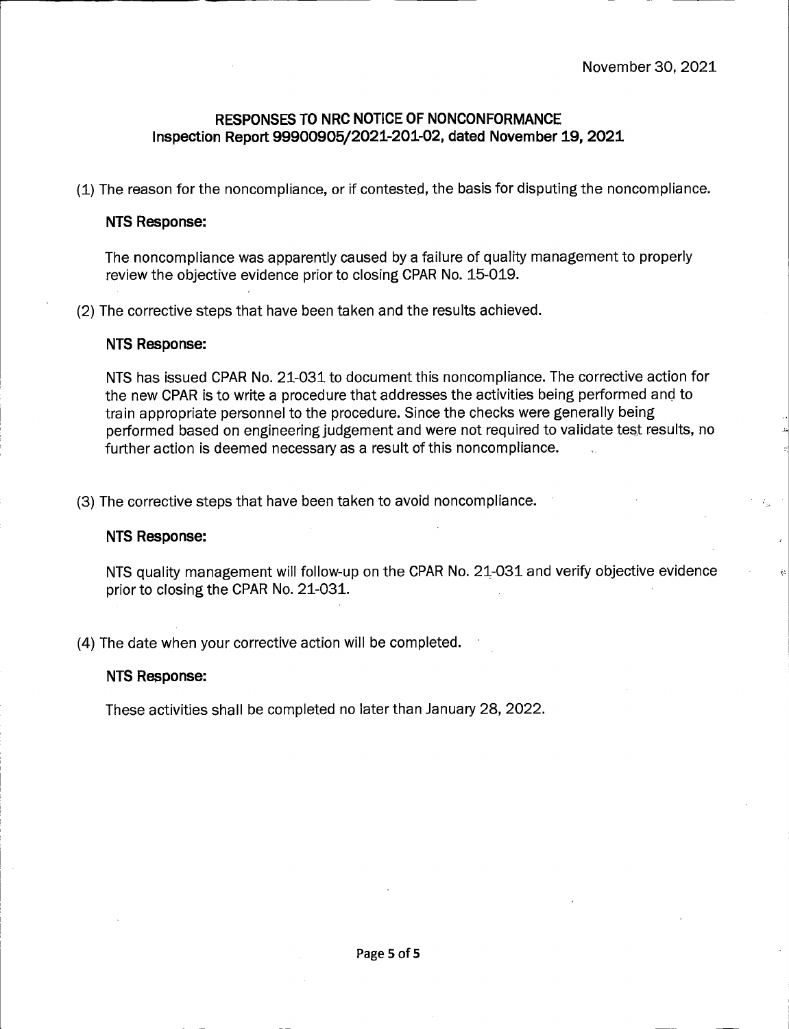November 30, 2021

## RESPONSES TO NRC NOTICE OF NONCONFORMANCE
## Inspection Report 99900905/2021-201-02, dated November 19, 2021

(1) The reason for the noncompliance, or if contested, the basis for disputing the noncompliance.

**NTS Response:**

The noncompliance was apparently caused by a failure of quality management to properly review the objective evidence prior to closing CPAR No. 15-019.

(2) The corrective steps that have been taken and the results achieved.

**NTS Response:**

NTS has issued CPAR No. 21-031 to document this noncompliance. The corrective action for the new CPAR is to write a procedure that addresses the activities being performed and to train appropriate personnel to the procedure. Since the checks were generally being performed based on engineering judgement and were not required to validate test results, no further action is deemed necessary as a result of this noncompliance.

(3) The corrective steps that have been taken to avoid noncompliance.

**NTS Response:**

NTS quality management will follow-up on the CPAR No. 21-031 and verify objective evidence prior to closing the CPAR No. 21-031.

(4) The date when your corrective action will be completed.

**NTS Response:**

These activities shall be completed no later than January 28, 2022.